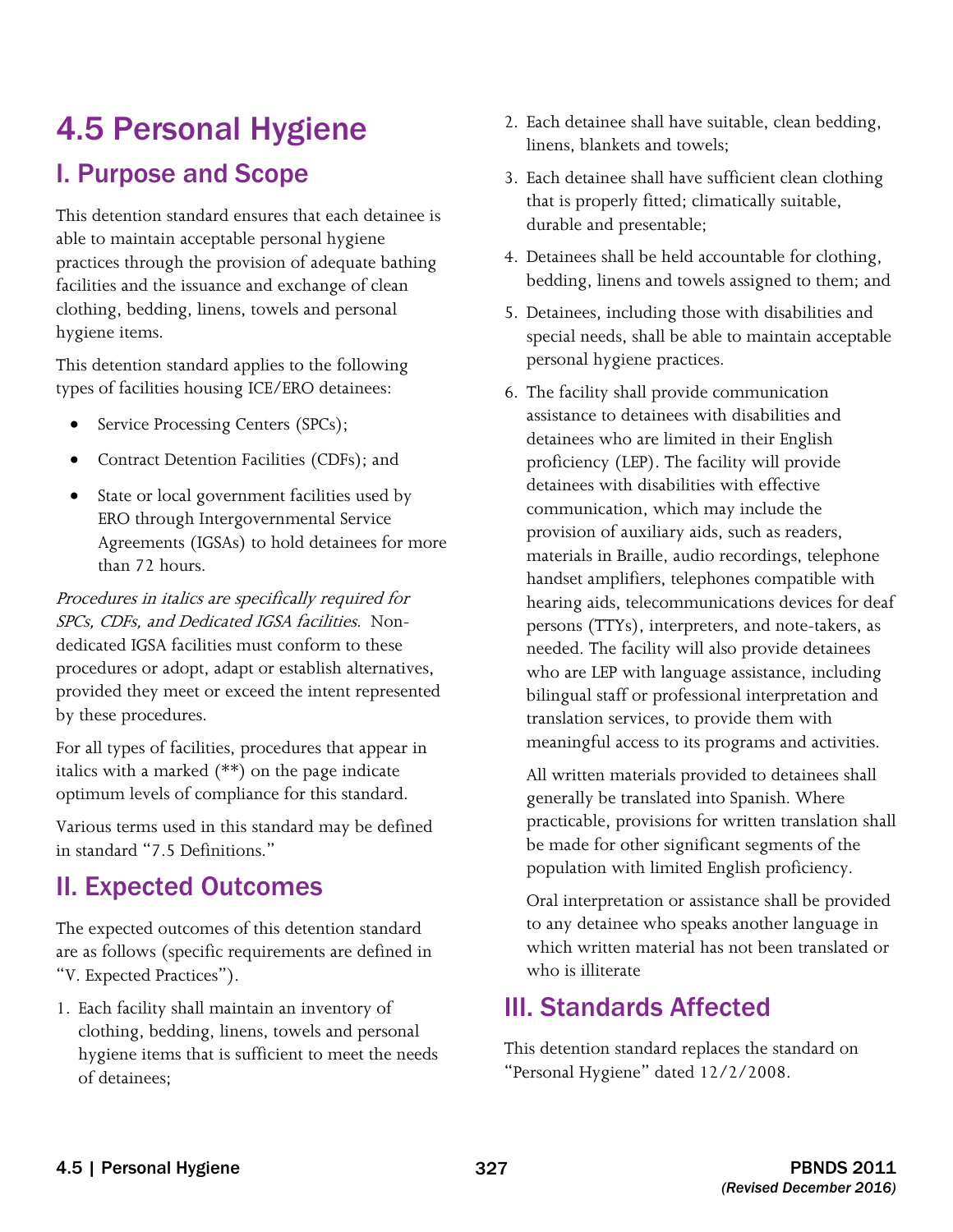# 4.5 Personal Hygiene

## I. Purpose and Scope

This detention standard ensures that each detainee is able to maintain acceptable personal hygiene practices through the provision of adequate bathing facilities and the issuance and exchange of clean clothing, bedding, linens, towels and personal hygiene items.

This detention standard applies to the following types of facilities housing ICE/ERO detainees:

- Service Processing Centers (SPCs);
- Contract Detention Facilities (CDFs); and
- State or local government facilities used by ERO through Intergovernmental Service Agreements (IGSAs) to hold detainees for more than 72 hours.

*Procedures in italics are specifically required for SPCs, CDFs, and Dedicated IGSA facilities.* Non-dedicated IGSA facilities must conform to these procedures or adopt, adapt or establish alternatives, provided they meet or exceed the intent represented by these procedures.

For all types of facilities, procedures that appear in italics with a marked (**) on the page indicate optimum levels of compliance for this standard.

Various terms used in this standard may be defined in standard "7.5 Definitions."

## II. Expected Outcomes

The expected outcomes of this detention standard are as follows (specific requirements are defined in "V. Expected Practices").

1. Each facility shall maintain an inventory of clothing, bedding, linens, towels and personal hygiene items that is sufficient to meet the needs of detainees;
2. Each detainee shall have suitable, clean bedding, linens, blankets and towels;
3. Each detainee shall have sufficient clean clothing that is properly fitted; climatically suitable, durable and presentable;
4. Detainees shall be held accountable for clothing, bedding, linens and towels assigned to them; and
5. Detainees, including those with disabilities and special needs, shall be able to maintain acceptable personal hygiene practices.
6. The facility shall provide communication assistance to detainees with disabilities and detainees who are limited in their English proficiency (LEP). The facility will provide detainees with disabilities with effective communication, which may include the provision of auxiliary aids, such as readers, materials in Braille, audio recordings, telephone handset amplifiers, telephones compatible with hearing aids, telecommunications devices for deaf persons (TTYs), interpreters, and note-takers, as needed. The facility will also provide detainees who are LEP with language assistance, including bilingual staff or professional interpretation and translation services, to provide them with meaningful access to its programs and activities.

   All written materials provided to detainees shall generally be translated into Spanish. Where practicable, provisions for written translation shall be made for other significant segments of the population with limited English proficiency.

   Oral interpretation or assistance shall be provided to any detainee who speaks another language in which written material has not been translated or who is illiterate

## III. Standards Affected

This detention standard replaces the standard on "Personal Hygiene" dated 12/2/2008.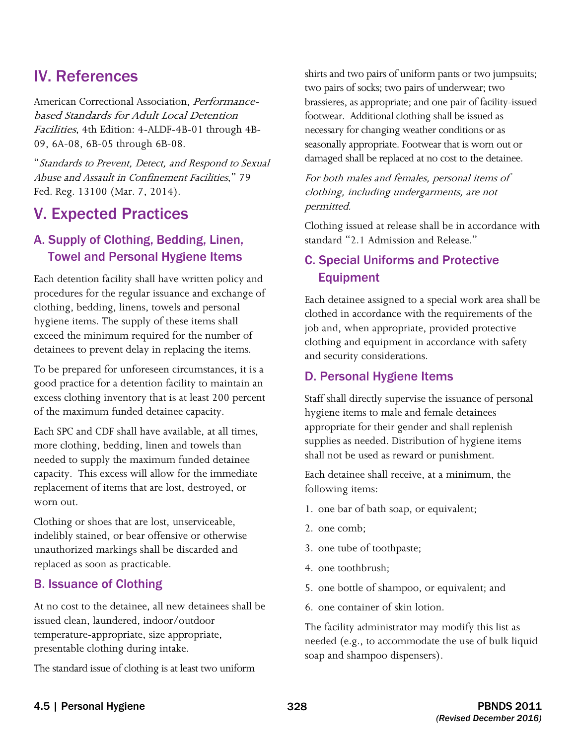## IV. References

American Correctional Association, *Performance-based Standards for Adult Local Detention Facilities*, 4th Edition: 4-ALDF-4B-01 through 4B-09, 6A-08, 6B-05 through 6B-08.

"*Standards to Prevent, Detect, and Respond to Sexual Abuse and Assault in Confinement Facilities*," 79 Fed. Reg. 13100 (Mar. 7, 2014).

## V. Expected Practices

### A. Supply of Clothing, Bedding, Linen, Towel and Personal Hygiene Items

Each detention facility shall have written policy and procedures for the regular issuance and exchange of clothing, bedding, linens, towels and personal hygiene items. The supply of these items shall exceed the minimum required for the number of detainees to prevent delay in replacing the items.

To be prepared for unforeseen circumstances, it is a good practice for a detention facility to maintain an excess clothing inventory that is at least 200 percent of the maximum funded detainee capacity.

Each SPC and CDF shall have available, at all times, more clothing, bedding, linen and towels than needed to supply the maximum funded detainee capacity. This excess will allow for the immediate replacement of items that are lost, destroyed, or worn out.

Clothing or shoes that are lost, unserviceable, indelibly stained, or bear offensive or otherwise unauthorized markings shall be discarded and replaced as soon as practicable.

### B. Issuance of Clothing

At no cost to the detainee, all new detainees shall be issued clean, laundered, indoor/outdoor temperature-appropriate, size appropriate, presentable clothing during intake.

The standard issue of clothing is at least two uniform shirts and two pairs of uniform pants or two jumpsuits; two pairs of socks; two pairs of underwear; two brassieres, as appropriate; and one pair of facility-issued footwear. Additional clothing shall be issued as necessary for changing weather conditions or as seasonally appropriate. Footwear that is worn out or damaged shall be replaced at no cost to the detainee.

*For both males and females, personal items of clothing, including undergarments, are not permitted.*

Clothing issued at release shall be in accordance with standard "2.1 Admission and Release."

### C. Special Uniforms and Protective Equipment

Each detainee assigned to a special work area shall be clothed in accordance with the requirements of the job and, when appropriate, provided protective clothing and equipment in accordance with safety and security considerations.

### D. Personal Hygiene Items

Staff shall directly supervise the issuance of personal hygiene items to male and female detainees appropriate for their gender and shall replenish supplies as needed. Distribution of hygiene items shall not be used as reward or punishment.

Each detainee shall receive, at a minimum, the following items:

1. one bar of bath soap, or equivalent;
2. one comb;
3. one tube of toothpaste;
4. one toothbrush;
5. one bottle of shampoo, or equivalent; and
6. one container of skin lotion.

The facility administrator may modify this list as needed (e.g., to accommodate the use of bulk liquid soap and shampoo dispensers).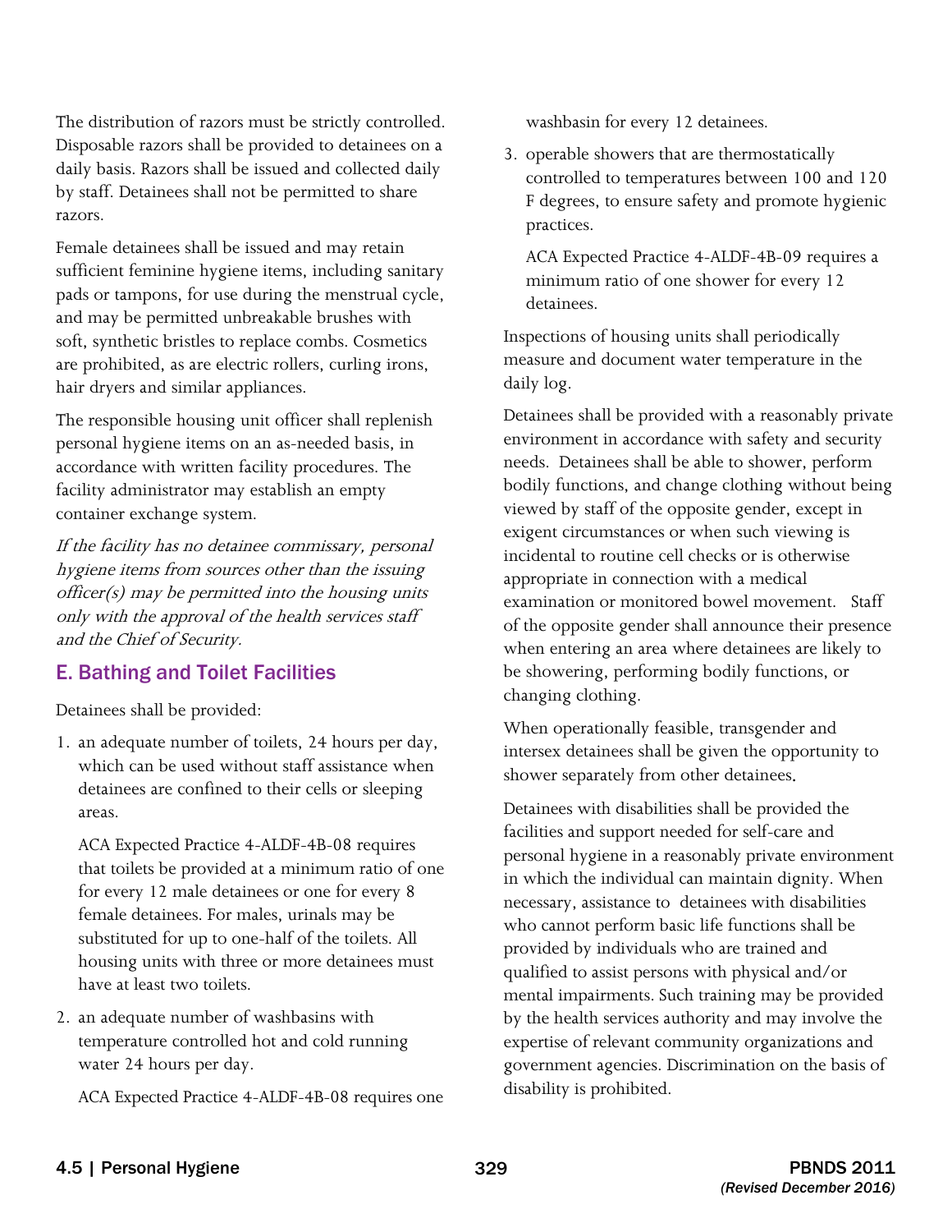The distribution of razors must be strictly controlled. Disposable razors shall be provided to detainees on a daily basis. Razors shall be issued and collected daily by staff. Detainees shall not be permitted to share razors.

Female detainees shall be issued and may retain sufficient feminine hygiene items, including sanitary pads or tampons, for use during the menstrual cycle, and may be permitted unbreakable brushes with soft, synthetic bristles to replace combs. Cosmetics are prohibited, as are electric rollers, curling irons, hair dryers and similar appliances.

The responsible housing unit officer shall replenish personal hygiene items on an as-needed basis, in accordance with written facility procedures. The facility administrator may establish an empty container exchange system.

*If the facility has no detainee commissary, personal hygiene items from sources other than the issuing officer(s) may be permitted into the housing units only with the approval of the health services staff and the Chief of Security.*

## E. Bathing and Toilet Facilities

Detainees shall be provided:

1. an adequate number of toilets, 24 hours per day, which can be used without staff assistance when detainees are confined to their cells or sleeping areas.

   ACA Expected Practice 4-ALDF-4B-08 requires that toilets be provided at a minimum ratio of one for every 12 male detainees or one for every 8 female detainees. For males, urinals may be substituted for up to one-half of the toilets. All housing units with three or more detainees must have at least two toilets.

2. an adequate number of washbasins with temperature controlled hot and cold running water 24 hours per day.

   ACA Expected Practice 4-ALDF-4B-08 requires one washbasin for every 12 detainees.

3. operable showers that are thermostatically controlled to temperatures between 100 and 120 F degrees, to ensure safety and promote hygienic practices.

   ACA Expected Practice 4-ALDF-4B-09 requires a minimum ratio of one shower for every 12 detainees.

Inspections of housing units shall periodically measure and document water temperature in the daily log.

Detainees shall be provided with a reasonably private environment in accordance with safety and security needs. Detainees shall be able to shower, perform bodily functions, and change clothing without being viewed by staff of the opposite gender, except in exigent circumstances or when such viewing is incidental to routine cell checks or is otherwise appropriate in connection with a medical examination or monitored bowel movement. Staff of the opposite gender shall announce their presence when entering an area where detainees are likely to be showering, performing bodily functions, or changing clothing.

When operationally feasible, transgender and intersex detainees shall be given the opportunity to shower separately from other detainees.

Detainees with disabilities shall be provided the facilities and support needed for self-care and personal hygiene in a reasonably private environment in which the individual can maintain dignity. When necessary, assistance to detainees with disabilities who cannot perform basic life functions shall be provided by individuals who are trained and qualified to assist persons with physical and/or mental impairments. Such training may be provided by the health services authority and may involve the expertise of relevant community organizations and government agencies. Discrimination on the basis of disability is prohibited.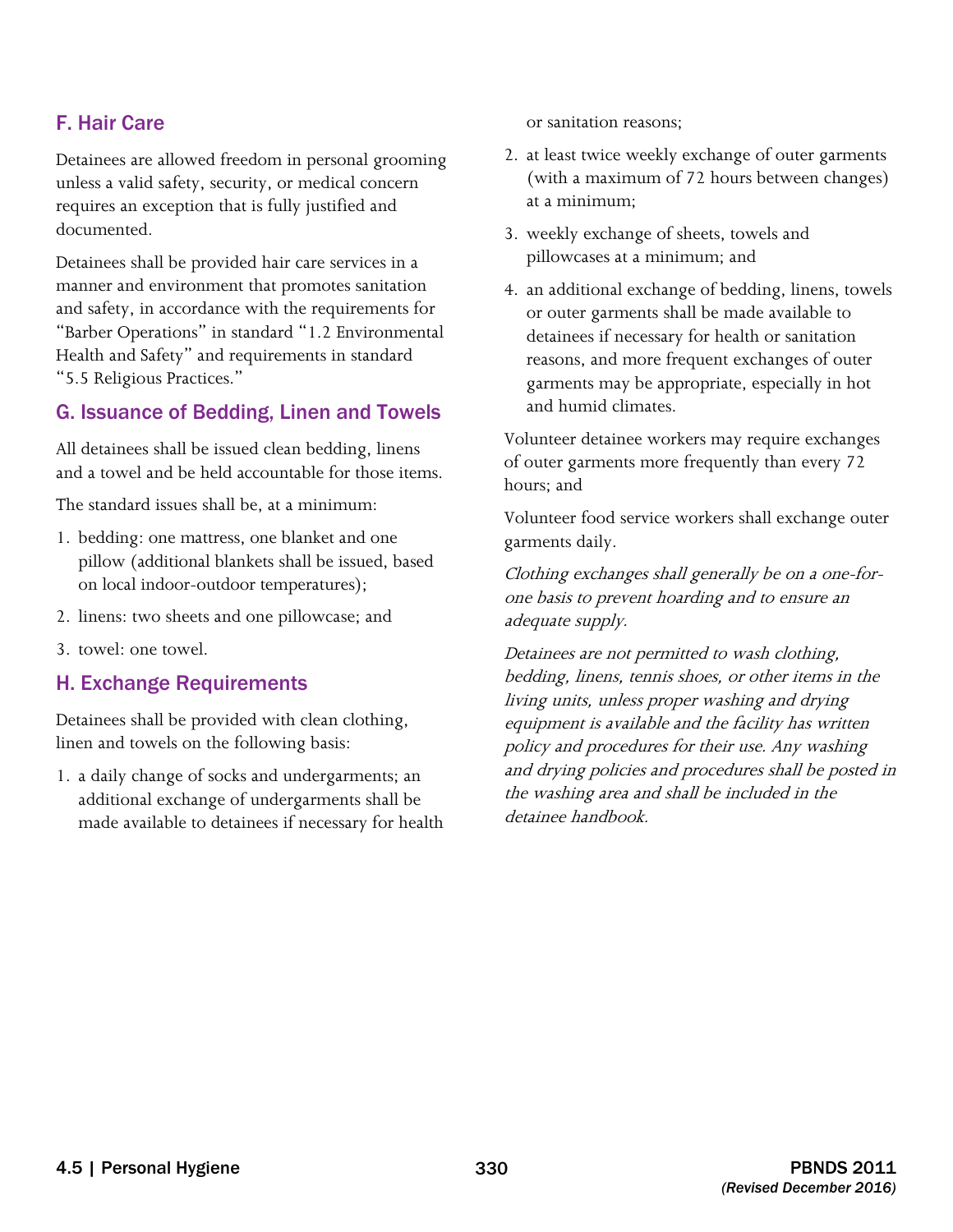## F. Hair Care

Detainees are allowed freedom in personal grooming unless a valid safety, security, or medical concern requires an exception that is fully justified and documented.

Detainees shall be provided hair care services in a manner and environment that promotes sanitation and safety, in accordance with the requirements for "Barber Operations" in standard "1.2 Environmental Health and Safety" and requirements in standard "5.5 Religious Practices."

## G. Issuance of Bedding, Linen and Towels

All detainees shall be issued clean bedding, linens and a towel and be held accountable for those items.

The standard issues shall be, at a minimum:

1. bedding: one mattress, one blanket and one pillow (additional blankets shall be issued, based on local indoor-outdoor temperatures);
2. linens: two sheets and one pillowcase; and
3. towel: one towel.

## H. Exchange Requirements

Detainees shall be provided with clean clothing, linen and towels on the following basis:

1. a daily change of socks and undergarments; an additional exchange of undergarments shall be made available to detainees if necessary for health or sanitation reasons;
2. at least twice weekly exchange of outer garments (with a maximum of 72 hours between changes) at a minimum;
3. weekly exchange of sheets, towels and pillowcases at a minimum; and
4. an additional exchange of bedding, linens, towels or outer garments shall be made available to detainees if necessary for health or sanitation reasons, and more frequent exchanges of outer garments may be appropriate, especially in hot and humid climates.

Volunteer detainee workers may require exchanges of outer garments more frequently than every 72 hours; and

Volunteer food service workers shall exchange outer garments daily.

*Clothing exchanges shall generally be on a one-for-one basis to prevent hoarding and to ensure an adequate supply.*

*Detainees are not permitted to wash clothing, bedding, linens, tennis shoes, or other items in the living units, unless proper washing and drying equipment is available and the facility has written policy and procedures for their use. Any washing and drying policies and procedures shall be posted in the washing area and shall be included in the detainee handbook.*